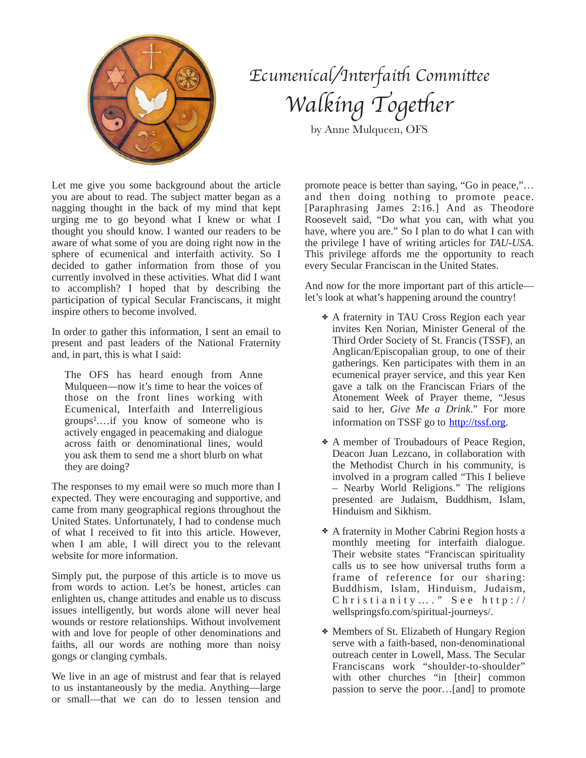# Ecumenical/Interfaith Committee

## Walking Together

by Anne Mulqueen, OFS

Let me give you some background about the article you are about to read. The subject matter began as a nagging thought in the back of my mind that kept urging me to go beyond what I knew or what I thought you should know. I wanted our readers to be aware of what some of you are doing right now in the sphere of ecumenical and interfaith activity. So I decided to gather information from those of you currently involved in these activities. What did I want to accomplish? I hoped that by describing the participation of typical Secular Franciscans, it might inspire others to become involved.

In order to gather this information, I sent an email to present and past leaders of the National Fraternity and, in part, this is what I said:

> The OFS has heard enough from Anne Mulqueen—now it's time to hear the voices of those on the front lines working with Ecumenical, Interfaith and Interreligious groups[1]….if you know of someone who is actively engaged in peacemaking and dialogue across faith or denominational lines, would you ask them to send me a short blurb on what they are doing?

The responses to my email were so much more than I expected. They were encouraging and supportive, and came from many geographical regions throughout the United States. Unfortunately, I had to condense much of what I received to fit into this article. However, when I am able, I will direct you to the relevant website for more information.

Simply put, the purpose of this article is to move us from words to action. Let's be honest, articles can enlighten us, change attitudes and enable us to discuss issues intelligently, but words alone will never heal wounds or restore relationships. Without involvement with and love for people of other denominations and faiths, all our words are nothing more than noisy gongs or clanging cymbals.

We live in an age of mistrust and fear that is relayed to us instantaneously by the media. Anything—large or small—that we can do to lessen tension and promote peace is better than saying, "Go in peace,"… and then doing nothing to promote peace. [Paraphrasing James 2:16.] And as Theodore Roosevelt said, "Do what you can, with what you have, where you are." So I plan to do what I can with the privilege I have of writing articles for *TAU-USA*. This privilege affords me the opportunity to reach every Secular Franciscan in the United States.

And now for the more important part of this article—let's look at what's happening around the country!

- A fraternity in TAU Cross Region each year invites Ken Norian, Minister General of the Third Order Society of St. Francis (TSSF), an Anglican/Episcopalian group, to one of their gatherings. Ken participates with them in an ecumenical prayer service, and this year Ken gave a talk on the Franciscan Friars of the Atonement Week of Prayer theme, "Jesus said to her, *Give Me a Drink*." For more information on TSSF go to http://tssf.org.

- A member of Troubadours of Peace Region, Deacon Juan Lezcano, in collaboration with the Methodist Church in his community, is involved in a program called "This I believe – Nearby World Religions." The religions presented are Judaism, Buddhism, Islam, Hinduism and Sikhism.

- A fraternity in Mother Cabrini Region hosts a monthly meeting for interfaith dialogue. Their website states "Franciscan spirituality calls us to see how universal truths form a frame of reference for our sharing: Buddhism, Islam, Hinduism, Judaism, Christianity… ." See http://wellspringsfo.com/spiritual-journeys/.

- Members of St. Elizabeth of Hungary Region serve with a faith-based, non-denominational outreach center in Lowell, Mass. The Secular Franciscans work "shoulder-to-shoulder" with other churches "in [their] common passion to serve the poor…[and] to promote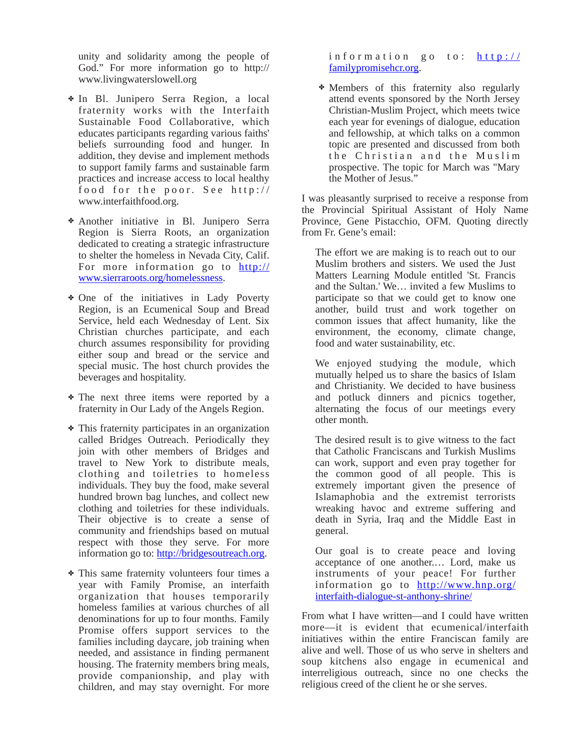unity and solidarity among the people of God." For more information go to http://www.livingwaterslowell.org

- In Bl. Junipero Serra Region, a local fraternity works with the Interfaith Sustainable Food Collaborative, which educates participants regarding various faiths' beliefs surrounding food and hunger. In addition, they devise and implement methods to support family farms and sustainable farm practices and increase access to local healthy food for the poor. See http://www.interfaithfood.org.

- Another initiative in Bl. Junipero Serra Region is Sierra Roots, an organization dedicated to creating a strategic infrastructure to shelter the homeless in Nevada City, Calif. For more information go to [http://www.sierraroots.org/homelessness](http://www.sierraroots.org/homelessness).

- One of the initiatives in Lady Poverty Region, is an Ecumenical Soup and Bread Service, held each Wednesday of Lent. Six Christian churches participate, and each church assumes responsibility for providing either soup and bread or the service and special music. The host church provides the beverages and hospitality.

- The next three items were reported by a fraternity in Our Lady of the Angels Region.

- This fraternity participates in an organization called Bridges Outreach. Periodically they join with other members of Bridges and travel to New York to distribute meals, clothing and toiletries to homeless individuals. They buy the food, make several hundred brown bag lunches, and collect new clothing and toiletries for these individuals. Their objective is to create a sense of community and friendships based on mutual respect with those they serve. For more information go to: [http://bridgesoutreach.org](http://bridgesoutreach.org).

- This same fraternity volunteers four times a year with Family Promise, an interfaith organization that houses temporarily homeless families at various churches of all denominations for up to four months. Family Promise offers support services to the families including daycare, job training when needed, and assistance in finding permanent housing. The fraternity members bring meals, provide companionship, and play with children, and may stay overnight. For more information go to: [http://familypromisehcr.org](http://familypromisehcr.org).

- Members of this fraternity also regularly attend events sponsored by the North Jersey Christian-Muslim Project, which meets twice each year for evenings of dialogue, education and fellowship, at which talks on a common topic are presented and discussed from both the Christian and the Muslim prospective. The topic for March was "Mary the Mother of Jesus."

I was pleasantly surprised to receive a response from the Provincial Spiritual Assistant of Holy Name Province, Gene Pistacchio, OFM. Quoting directly from Fr. Gene's email:

> The effort we are making is to reach out to our Muslim brothers and sisters. We used the Just Matters Learning Module entitled 'St. Francis and the Sultan.' We… invited a few Muslims to participate so that we could get to know one another, build trust and work together on common issues that affect humanity, like the environment, the economy, climate change, food and water sustainability, etc.
>
> We enjoyed studying the module, which mutually helped us to share the basics of Islam and Christianity. We decided to have business and potluck dinners and picnics together, alternating the focus of our meetings every other month.
>
> The desired result is to give witness to the fact that Catholic Franciscans and Turkish Muslims can work, support and even pray together for the common good of all people. This is extremely important given the presence of Islamaphobia and the extremist terrorists wreaking havoc and extreme suffering and death in Syria, Iraq and the Middle East in general.
>
> Our goal is to create peace and loving acceptance of one another.… Lord, make us instruments of your peace! For further information go to [http://www.hnp.org/interfaith-dialogue-st-anthony-shrine/](http://www.hnp.org/interfaith-dialogue-st-anthony-shrine/)

From what I have written—and I could have written more—it is evident that ecumenical/interfaith initiatives within the entire Franciscan family are alive and well. Those of us who serve in shelters and soup kitchens also engage in ecumenical and interreligious outreach, since no one checks the religious creed of the client he or she serves.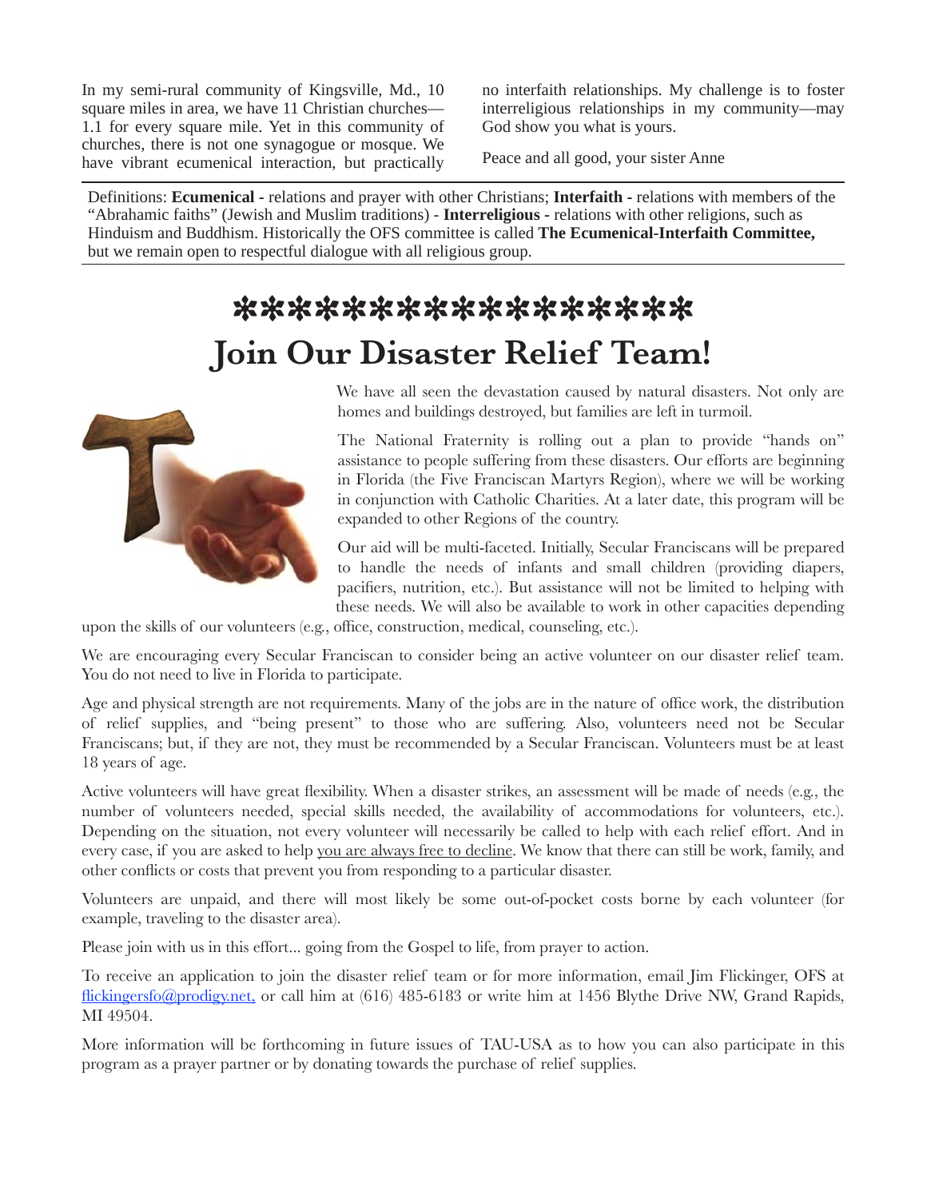In my semi-rural community of Kingsville, Md., 10 square miles in area, we have 11 Christian churches—1.1 for every square mile. Yet in this community of churches, there is not one synagogue or mosque. We have vibrant ecumenical interaction, but practically no interfaith relationships. My challenge is to foster interreligious relationships in my community—may God show you what is yours.

Peace and all good, your sister Anne

---

Definitions: **Ecumenical** - relations and prayer with other Christians; **Interfaith** - relations with members of the "Abrahamic faiths" (Jewish and Muslim traditions) - **Interreligious** - relations with other religions, such as Hinduism and Buddhism. Historically the OFS committee is called **The Ecumenical-Interfaith Committee,** but we remain open to respectful dialogue with all religious group.

---

✽✽✽✽✽✽✽✽✽✽✽✽✽✽✽✽✽✽

# Join Our Disaster Relief Team!

We have all seen the devastation caused by natural disasters. Not only are homes and buildings destroyed, but families are left in turmoil.

The National Fraternity is rolling out a plan to provide "hands on" assistance to people suffering from these disasters. Our efforts are beginning in Florida (the Five Franciscan Martyrs Region), where we will be working in conjunction with Catholic Charities. At a later date, this program will be expanded to other Regions of the country.

Our aid will be multi-faceted. Initially, Secular Franciscans will be prepared to handle the needs of infants and small children (providing diapers, pacifiers, nutrition, etc.). But assistance will not be limited to helping with these needs. We will also be available to work in other capacities depending upon the skills of our volunteers (e.g., office, construction, medical, counseling, etc.).

We are encouraging every Secular Franciscan to consider being an active volunteer on our disaster relief team. You do not need to live in Florida to participate.

Age and physical strength are not requirements. Many of the jobs are in the nature of office work, the distribution of relief supplies, and "being present" to those who are suffering. Also, volunteers need not be Secular Franciscans; but, if they are not, they must be recommended by a Secular Franciscan. Volunteers must be at least 18 years of age.

Active volunteers will have great flexibility. When a disaster strikes, an assessment will be made of needs (e.g., the number of volunteers needed, special skills needed, the availability of accommodations for volunteers, etc.). Depending on the situation, not every volunteer will necessarily be called to help with each relief effort. And in every case, if you are asked to help <u>you are always free to decline</u>. We know that there can still be work, family, and other conflicts or costs that prevent you from responding to a particular disaster.

Volunteers are unpaid, and there will most likely be some out-of-pocket costs borne by each volunteer (for example, traveling to the disaster area).

Please join with us in this effort... going from the Gospel to life, from prayer to action.

To receive an application to join the disaster relief team or for more information, email Jim Flickinger, OFS at flickingersfo@prodigy.net, or call him at (616) 485-6183 or write him at 1456 Blythe Drive NW, Grand Rapids, MI 49504.

More information will be forthcoming in future issues of TAU-USA as to how you can also participate in this program as a prayer partner or by donating towards the purchase of relief supplies.